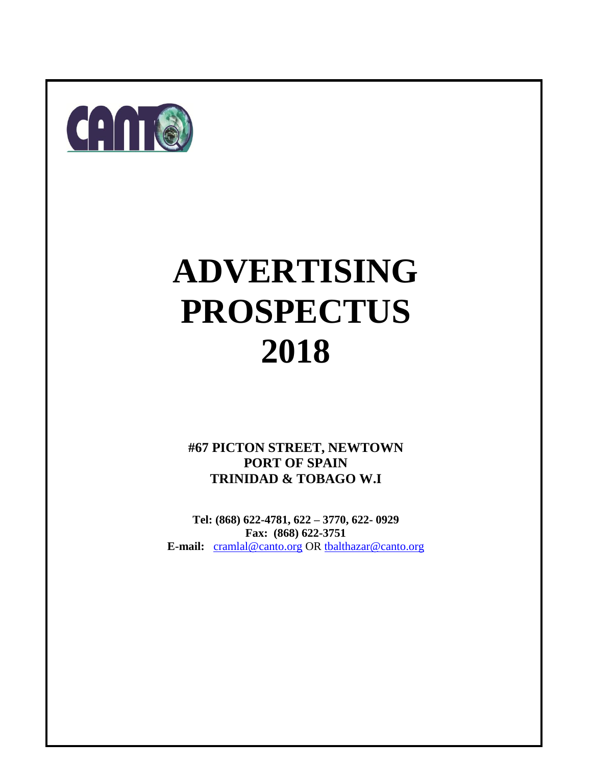# ADVERTISING PROSPECTUS 2018

**#67 PICTON STREET, NEWTOWN**
**PORT OF SPAIN**
**TRINIDAD & TOBAGO W.I**

**Tel: (868) 622-4781, 622 – 3770, 622- 0929**
**Fax: (868) 622-3751**
**E-mail:** cramlal@canto.org OR tbalthazar@canto.org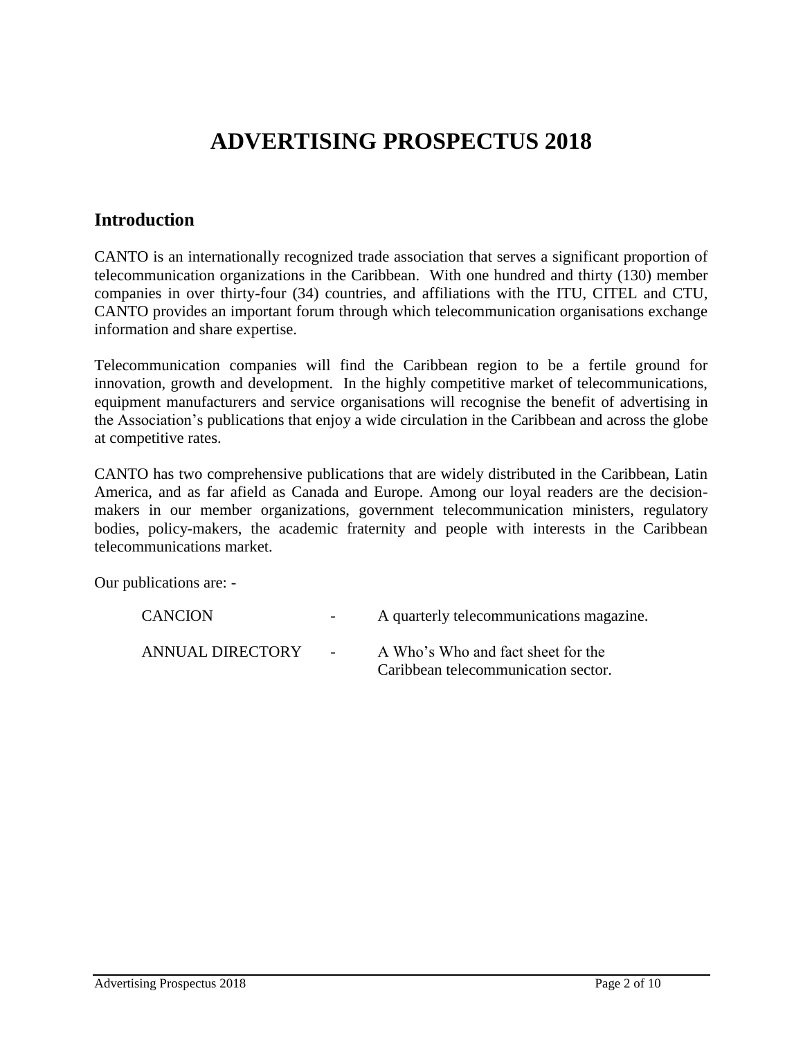# ADVERTISING PROSPECTUS 2018

## Introduction

CANTO is an internationally recognized trade association that serves a significant proportion of telecommunication organizations in the Caribbean. With one hundred and thirty (130) member companies in over thirty-four (34) countries, and affiliations with the ITU, CITEL and CTU, CANTO provides an important forum through which telecommunication organisations exchange information and share expertise.

Telecommunication companies will find the Caribbean region to be a fertile ground for innovation, growth and development. In the highly competitive market of telecommunications, equipment manufacturers and service organisations will recognise the benefit of advertising in the Association's publications that enjoy a wide circulation in the Caribbean and across the globe at competitive rates.

CANTO has two comprehensive publications that are widely distributed in the Caribbean, Latin America, and as far afield as Canada and Europe. Among our loyal readers are the decision-makers in our member organizations, government telecommunication ministers, regulatory bodies, policy-makers, the academic fraternity and people with interests in the Caribbean telecommunications market.

Our publications are: -

| | | |
|---|---|---|
| CANCION | - | A quarterly telecommunications magazine. |
| ANNUAL DIRECTORY | - | A Who's Who and fact sheet for the Caribbean telecommunication sector. |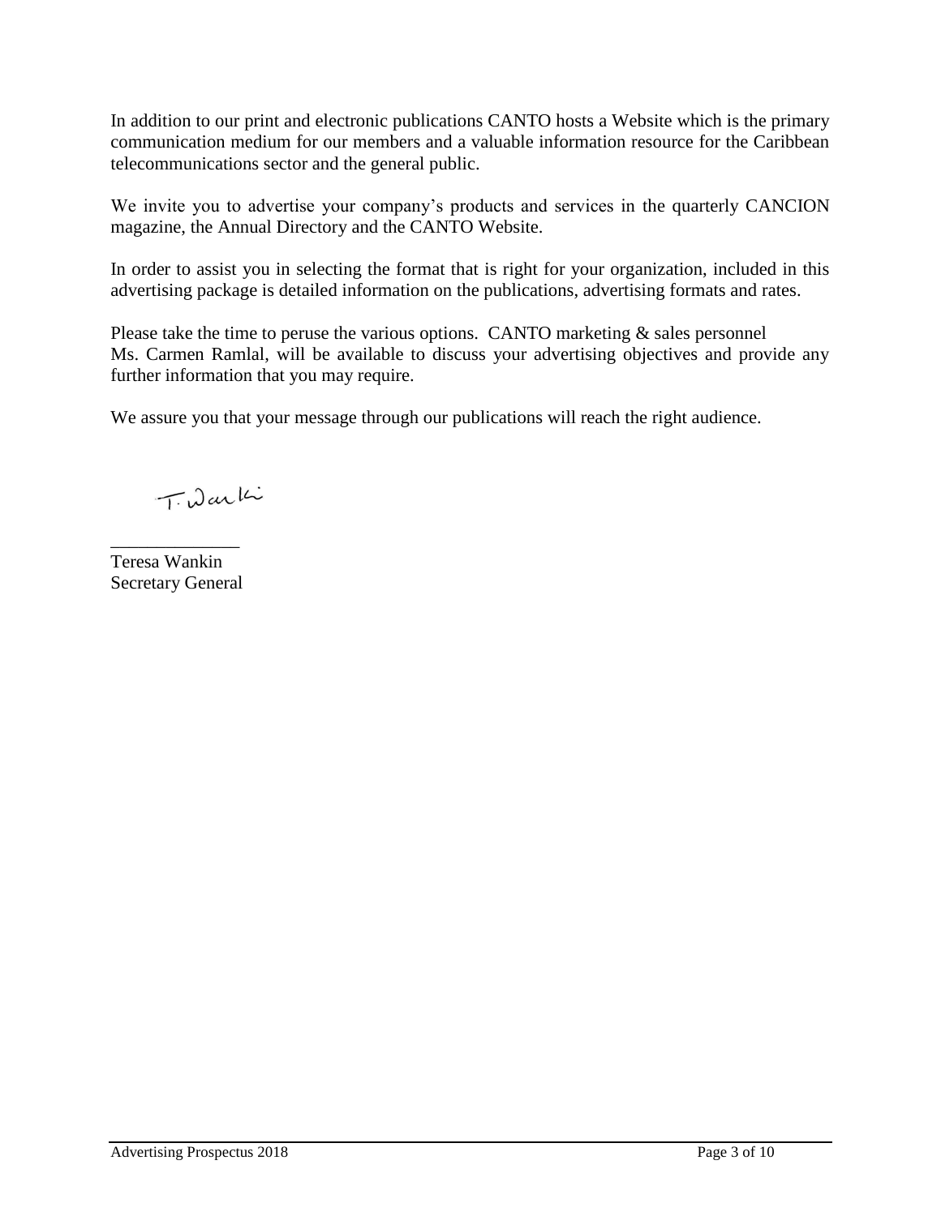In addition to our print and electronic publications CANTO hosts a Website which is the primary communication medium for our members and a valuable information resource for the Caribbean telecommunications sector and the general public.

We invite you to advertise your company's products and services in the quarterly CANCION magazine, the Annual Directory and the CANTO Website.

In order to assist you in selecting the format that is right for your organization, included in this advertising package is detailed information on the publications, advertising formats and rates.

Please take the time to peruse the various options. CANTO marketing & sales personnel Ms. Carmen Ramlal, will be available to discuss your advertising objectives and provide any further information that you may require.

We assure you that your message through our publications will reach the right audience.

T. Wankin

______________

Teresa Wankin
Secretary General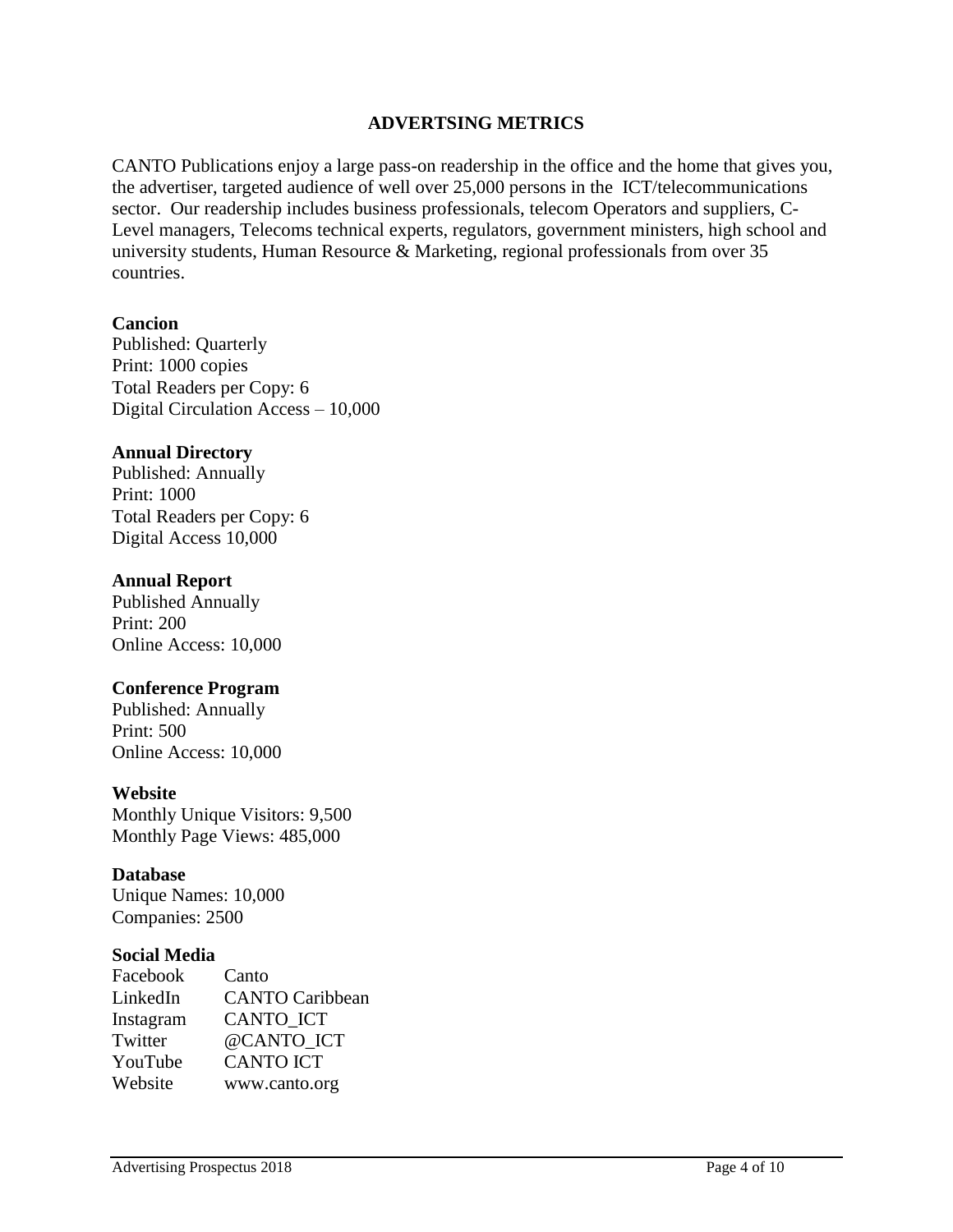## ADVERTSING METRICS

CANTO Publications enjoy a large pass-on readership in the office and the home that gives you, the advertiser, targeted audience of well over 25,000 persons in the ICT/telecommunications sector. Our readership includes business professionals, telecom Operators and suppliers, C-Level managers, Telecoms technical experts, regulators, government ministers, high school and university students, Human Resource & Marketing, regional professionals from over 35 countries.

**Cancion**
Published: Quarterly
Print: 1000 copies
Total Readers per Copy: 6
Digital Circulation Access – 10,000

**Annual Directory**
Published: Annually
Print: 1000
Total Readers per Copy: 6
Digital Access 10,000

**Annual Report**
Published Annually
Print: 200
Online Access: 10,000

**Conference Program**
Published: Annually
Print: 500
Online Access: 10,000

**Website**
Monthly Unique Visitors: 9,500
Monthly Page Views: 485,000

**Database**
Unique Names: 10,000
Companies: 2500

**Social Media**

| | |
|---|---|
| Facebook | Canto |
| LinkedIn | CANTO Caribbean |
| Instagram | CANTO_ICT |
| Twitter | @CANTO_ICT |
| YouTube | CANTO ICT |
| Website | www.canto.org |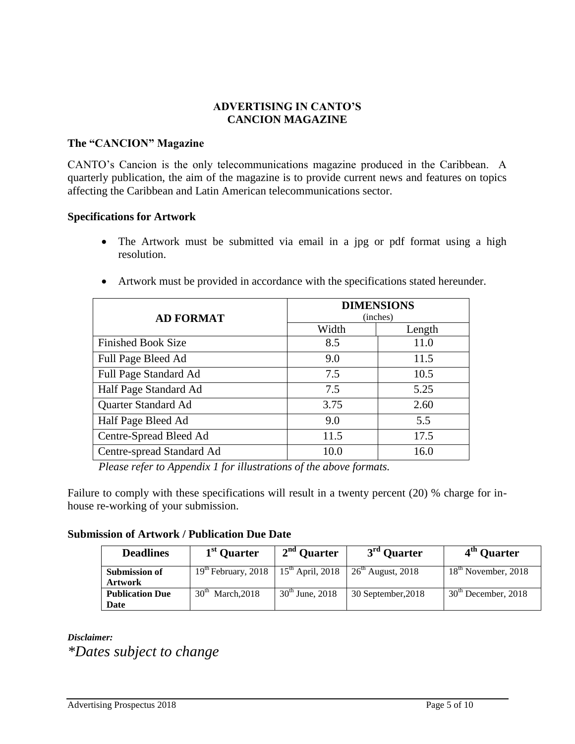# ADVERTISING IN CANTO'S CANCION MAGAZINE

## The "CANCION" Magazine

CANTO's Cancion is the only telecommunications magazine produced in the Caribbean. A quarterly publication, the aim of the magazine is to provide current news and features on topics affecting the Caribbean and Latin American telecommunications sector.

## Specifications for Artwork

- The Artwork must be submitted via email in a jpg or pdf format using a high resolution.
- Artwork must be provided in accordance with the specifications stated hereunder.

| AD FORMAT | DIMENSIONS (inches) | |
|---|---|---|
| | Width | Length |
| Finished Book Size | 8.5 | 11.0 |
| Full Page Bleed Ad | 9.0 | 11.5 |
| Full Page Standard Ad | 7.5 | 10.5 |
| Half Page Standard Ad | 7.5 | 5.25 |
| Quarter Standard Ad | 3.75 | 2.60 |
| Half Page Bleed Ad | 9.0 | 5.5 |
| Centre-Spread Bleed Ad | 11.5 | 17.5 |
| Centre-spread Standard Ad | 10.0 | 16.0 |

*Please refer to Appendix 1 for illustrations of the above formats.*

Failure to comply with these specifications will result in a twenty percent (20) % charge for in-house re-working of your submission.

## Submission of Artwork / Publication Due Date

| Deadlines | 1st Quarter | 2nd Quarter | 3rd Quarter | 4th Quarter |
|---|---|---|---|---|
| **Submission of Artwork** | 19th February, 2018 | 15th April, 2018 | 26th August, 2018 | 18th November, 2018 |
| **Publication Due Date** | 30th March,2018 | 30th June, 2018 | 30 September,2018 | 30th December, 2018 |

***Disclaimer:***

*\*Dates subject to change*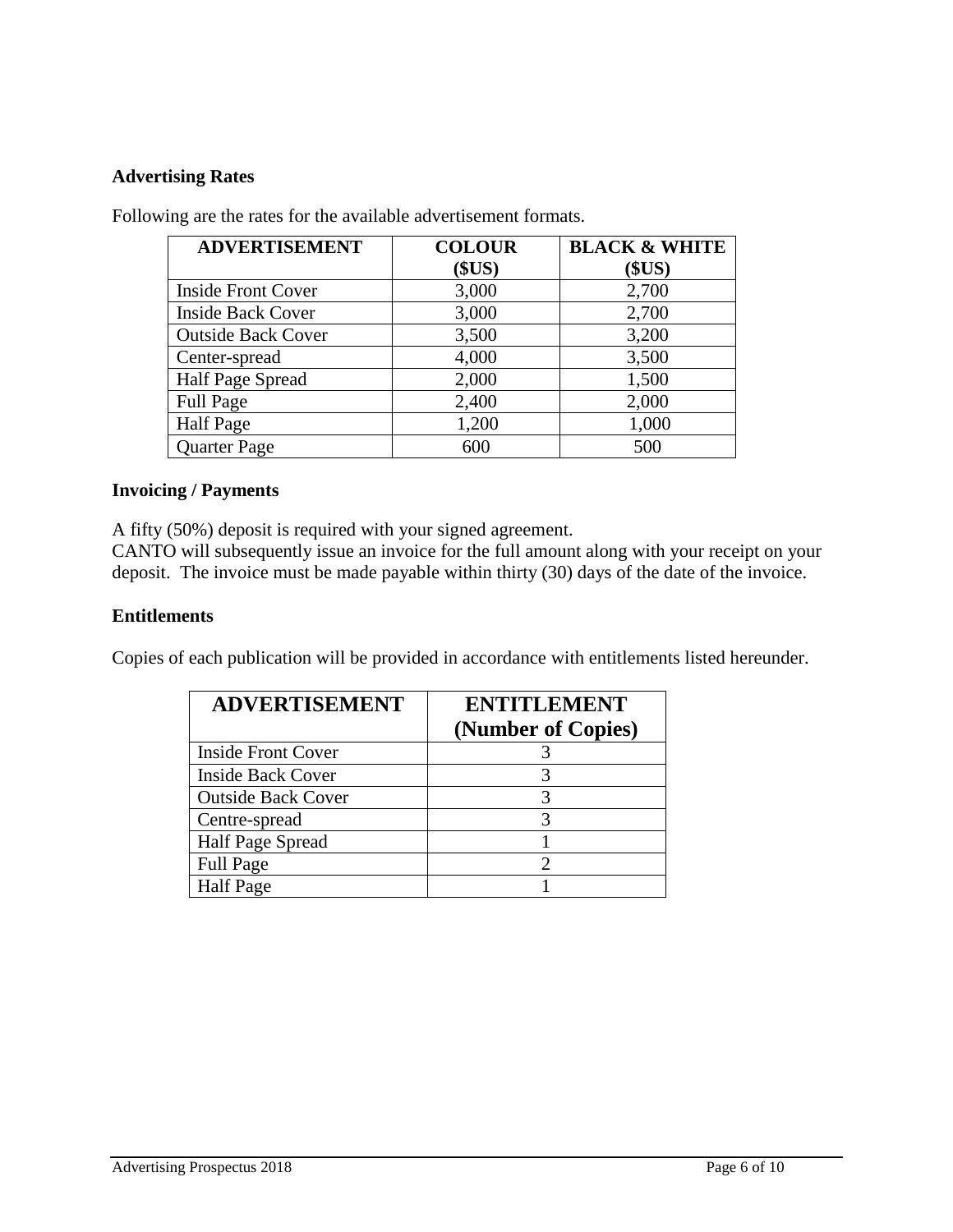**Advertising Rates**

Following are the rates for the available advertisement formats.

| ADVERTISEMENT | COLOUR ($US) | BLACK & WHITE ($US) |
|---|---|---|
| Inside Front Cover | 3,000 | 2,700 |
| Inside Back Cover | 3,000 | 2,700 |
| Outside Back Cover | 3,500 | 3,200 |
| Center-spread | 4,000 | 3,500 |
| Half Page Spread | 2,000 | 1,500 |
| Full Page | 2,400 | 2,000 |
| Half Page | 1,200 | 1,000 |
| Quarter Page | 600 | 500 |

**Invoicing / Payments**

A fifty (50%) deposit is required with your signed agreement.
CANTO will subsequently issue an invoice for the full amount along with your receipt on your deposit. The invoice must be made payable within thirty (30) days of the date of the invoice.

**Entitlements**

Copies of each publication will be provided in accordance with entitlements listed hereunder.

| ADVERTISEMENT | ENTITLEMENT (Number of Copies) |
|---|---|
| Inside Front Cover | 3 |
| Inside Back Cover | 3 |
| Outside Back Cover | 3 |
| Centre-spread | 3 |
| Half Page Spread | 1 |
| Full Page | 2 |
| Half Page | 1 |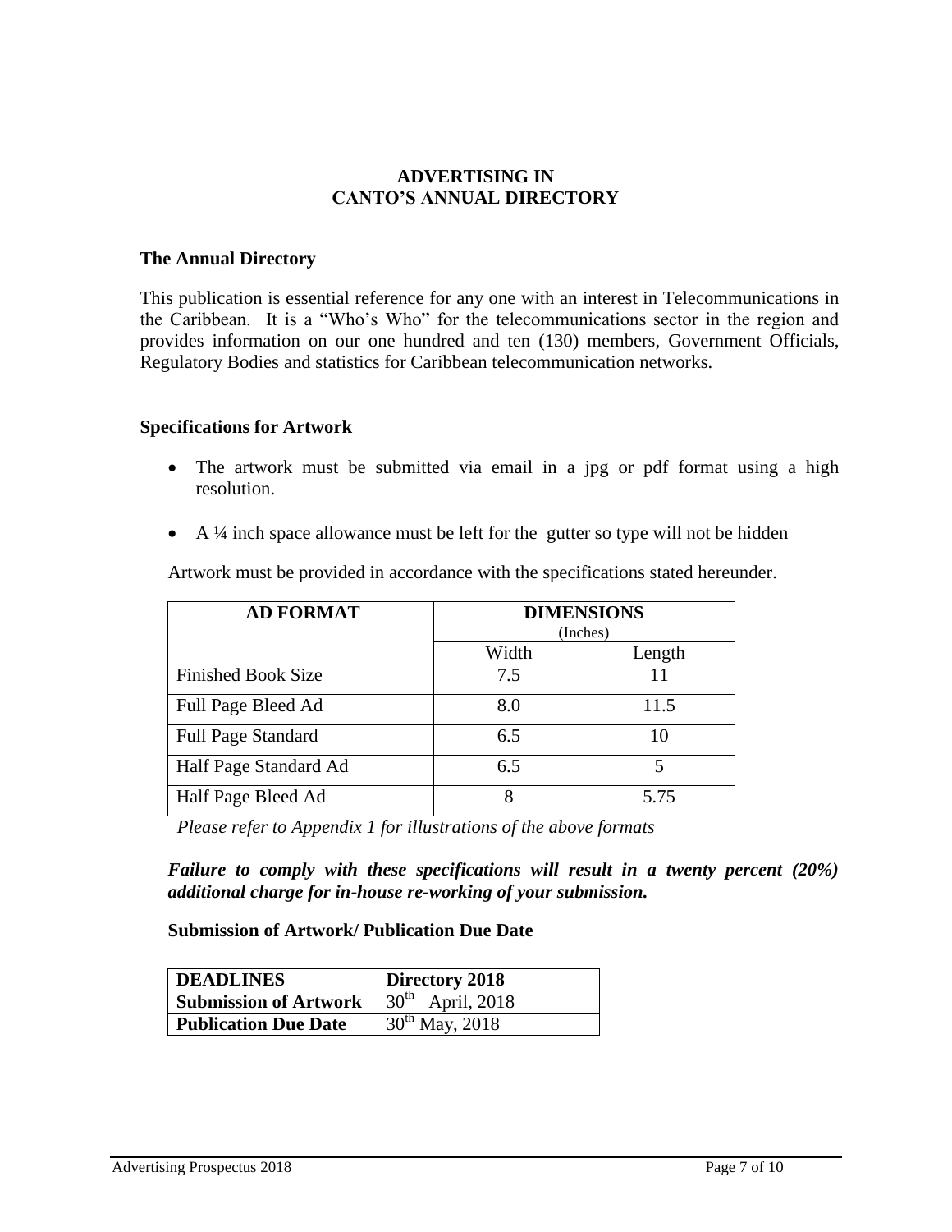# ADVERTISING IN CANTO'S ANNUAL DIRECTORY

## The Annual Directory

This publication is essential reference for any one with an interest in Telecommunications in the Caribbean. It is a "Who's Who" for the telecommunications sector in the region and provides information on our one hundred and ten (130) members, Government Officials, Regulatory Bodies and statistics for Caribbean telecommunication networks.

## Specifications for Artwork

- The artwork must be submitted via email in a jpg or pdf format using a high resolution.
- A ¼ inch space allowance must be left for the gutter so type will not be hidden

Artwork must be provided in accordance with the specifications stated hereunder.

| AD FORMAT | DIMENSIONS (Inches) | |
|---|---|---|
| | Width | Length |
| Finished Book Size | 7.5 | 11 |
| Full Page Bleed Ad | 8.0 | 11.5 |
| Full Page Standard | 6.5 | 10 |
| Half Page Standard Ad | 6.5 | 5 |
| Half Page Bleed Ad | 8 | 5.75 |

*Please refer to Appendix 1 for illustrations of the above formats*

***Failure to comply with these specifications will result in a twenty percent (20%) additional charge for in-house re-working of your submission.***

**Submission of Artwork/ Publication Due Date**

| DEADLINES | Directory 2018 |
|---|---|
| **Submission of Artwork** | 30th April, 2018 |
| **Publication Due Date** | 30th May, 2018 |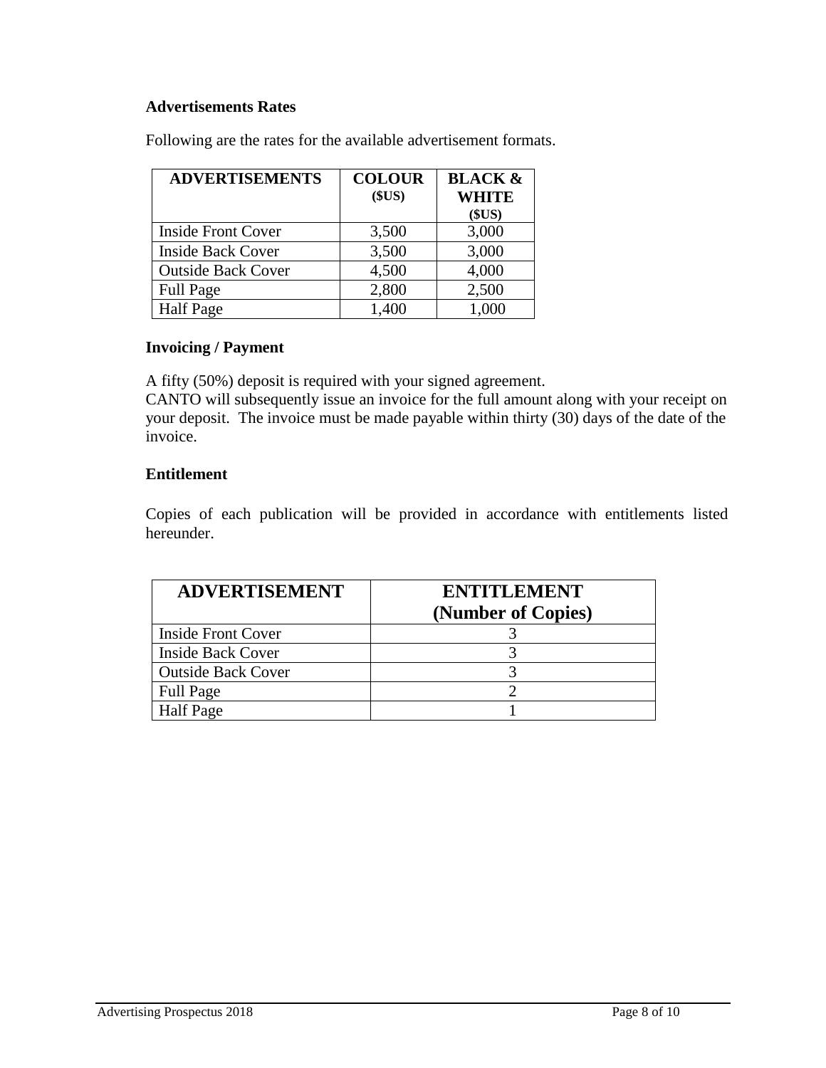**Advertisements Rates**

Following are the rates for the available advertisement formats.

| ADVERTISEMENTS | COLOUR ($US) | BLACK & WHITE ($US) |
|---|---|---|
| Inside Front Cover | 3,500 | 3,000 |
| Inside Back Cover | 3,500 | 3,000 |
| Outside Back Cover | 4,500 | 4,000 |
| Full Page | 2,800 | 2,500 |
| Half Page | 1,400 | 1,000 |

**Invoicing / Payment**

A fifty (50%) deposit is required with your signed agreement.
CANTO will subsequently issue an invoice for the full amount along with your receipt on your deposit. The invoice must be made payable within thirty (30) days of the date of the invoice.

**Entitlement**

Copies of each publication will be provided in accordance with entitlements listed hereunder.

| ADVERTISEMENT | ENTITLEMENT (Number of Copies) |
|---|---|
| Inside Front Cover | 3 |
| Inside Back Cover | 3 |
| Outside Back Cover | 3 |
| Full Page | 2 |
| Half Page | 1 |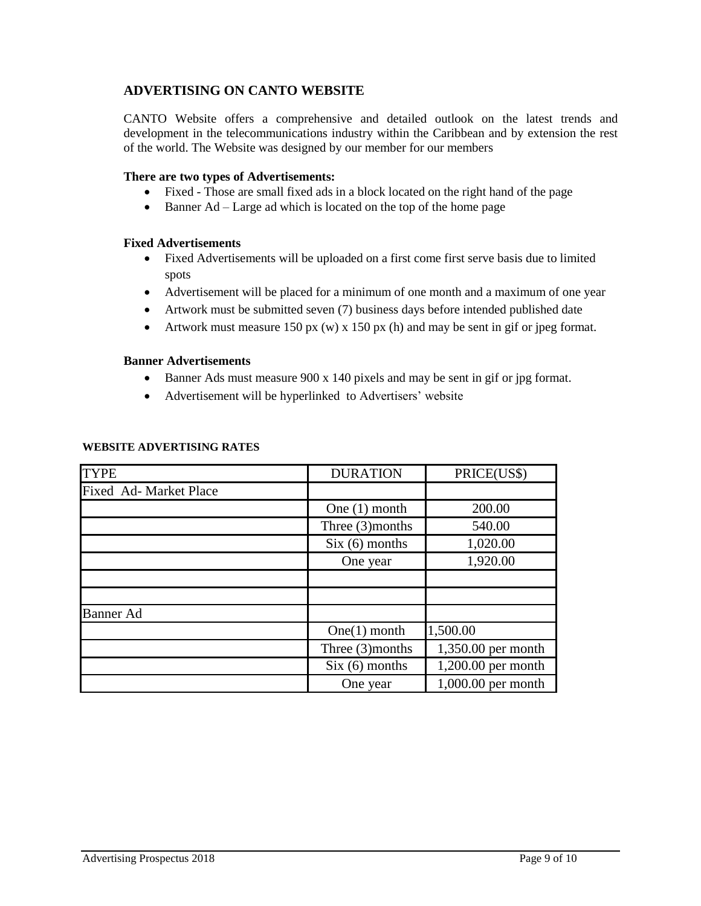## ADVERTISING ON CANTO WEBSITE

CANTO Website offers a comprehensive and detailed outlook on the latest trends and development in the telecommunications industry within the Caribbean and by extension the rest of the world. The Website was designed by our member for our members

**There are two types of Advertisements:**

- Fixed - Those are small fixed ads in a block located on the right hand of the page
- Banner Ad – Large ad which is located on the top of the home page

**Fixed Advertisements**

- Fixed Advertisements will be uploaded on a first come first serve basis due to limited spots
- Advertisement will be placed for a minimum of one month and a maximum of one year
- Artwork must be submitted seven (7) business days before intended published date
- Artwork must measure 150 px (w) x 150 px (h) and may be sent in gif or jpeg format.

**Banner Advertisements**

- Banner Ads must measure 900 x 140 pixels and may be sent in gif or jpg format.
- Advertisement will be hyperlinked to Advertisers' website

**WEBSITE ADVERTISING RATES**

| TYPE | DURATION | PRICE(US$) |
|---|---|---|
| Fixed Ad- Market Place | | |
| | One (1) month | 200.00 |
| | Three (3)months | 540.00 |
| | Six (6) months | 1,020.00 |
| | One year | 1,920.00 |
| | | |
| | | |
| Banner Ad | | |
| | One(1) month | 1,500.00 |
| | Three (3)months | 1,350.00 per month |
| | Six (6) months | 1,200.00 per month |
| | One year | 1,000.00 per month |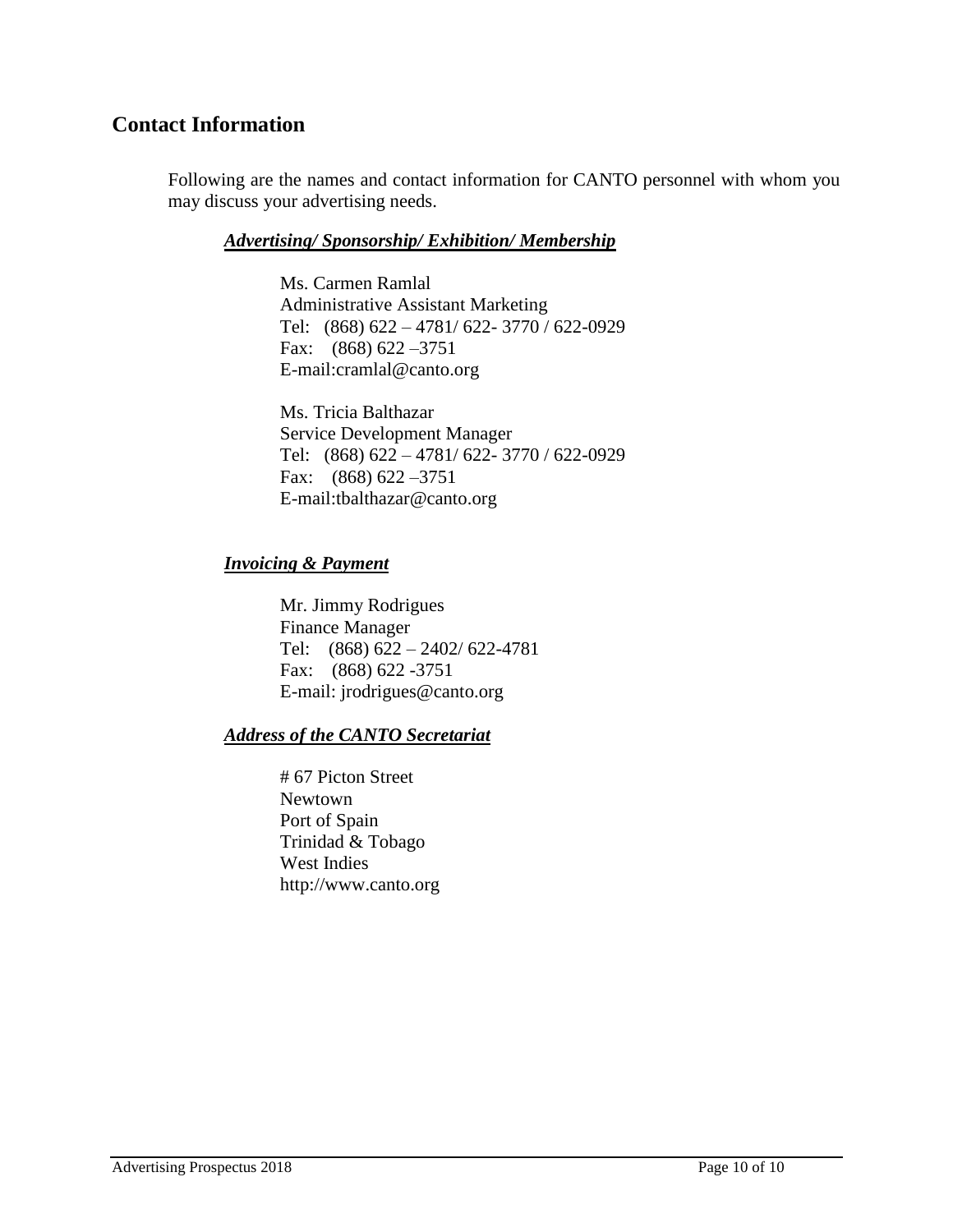## Contact Information

Following are the names and contact information for CANTO personnel with whom you may discuss your advertising needs.

***Advertising/ Sponsorship/ Exhibition/ Membership***

Ms. Carmen Ramlal
Administrative Assistant Marketing
Tel: (868) 622 – 4781/ 622- 3770 / 622-0929
Fax: (868) 622 –3751
E-mail:cramlal@canto.org

Ms. Tricia Balthazar
Service Development Manager
Tel: (868) 622 – 4781/ 622- 3770 / 622-0929
Fax: (868) 622 –3751
E-mail:tbalthazar@canto.org

***Invoicing & Payment***

Mr. Jimmy Rodrigues
Finance Manager
Tel: (868) 622 – 2402/ 622-4781
Fax: (868) 622 -3751
E-mail: jrodrigues@canto.org

***Address of the CANTO Secretariat***

# 67 Picton Street
Newtown
Port of Spain
Trinidad & Tobago
West Indies
http://www.canto.org